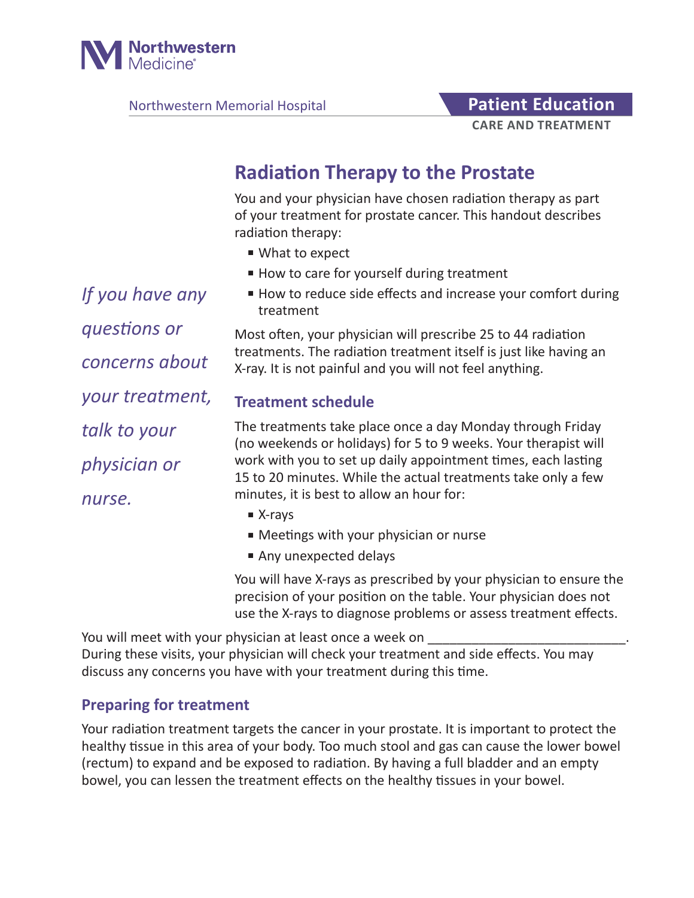Northwestern Medicine

Northwestern Memorial Hospital

**Patient Education**
**CARE AND TREATMENT**

# Radiation Therapy to the Prostate

You and your physician have chosen radiation therapy as part of your treatment for prostate cancer. This handout describes radiation therapy:

- What to expect
- How to care for yourself during treatment
- How to reduce side effects and increase your comfort during treatment

*If you have any questions or concerns about your treatment, talk to your physician or nurse.*

Most often, your physician will prescribe 25 to 44 radiation treatments. The radiation treatment itself is just like having an X-ray. It is not painful and you will not feel anything.

## Treatment schedule

The treatments take place once a day Monday through Friday (no weekends or holidays) for 5 to 9 weeks. Your therapist will work with you to set up daily appointment times, each lasting 15 to 20 minutes. While the actual treatments take only a few minutes, it is best to allow an hour for:

- X-rays
- Meetings with your physician or nurse
- Any unexpected delays

You will have X-rays as prescribed by your physician to ensure the precision of your position on the table. Your physician does not use the X-rays to diagnose problems or assess treatment effects.

You will meet with your physician at least once a week on ___________________________. During these visits, your physician will check your treatment and side effects. You may discuss any concerns you have with your treatment during this time.

## Preparing for treatment

Your radiation treatment targets the cancer in your prostate. It is important to protect the healthy tissue in this area of your body. Too much stool and gas can cause the lower bowel (rectum) to expand and be exposed to radiation. By having a full bladder and an empty bowel, you can lessen the treatment effects on the healthy tissues in your bowel.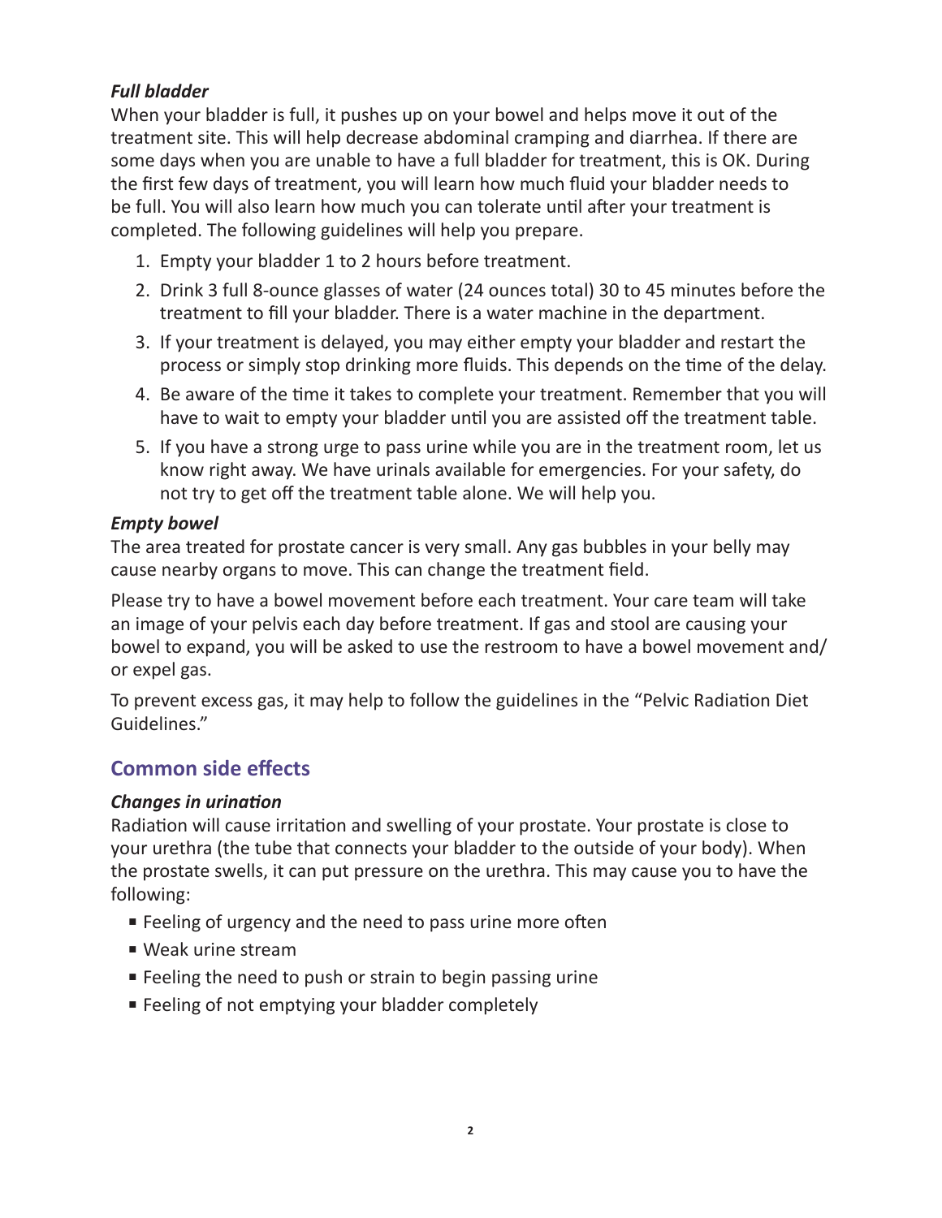### *Full bladder*

When your bladder is full, it pushes up on your bowel and helps move it out of the treatment site. This will help decrease abdominal cramping and diarrhea. If there are some days when you are unable to have a full bladder for treatment, this is OK. During the first few days of treatment, you will learn how much fluid your bladder needs to be full. You will also learn how much you can tolerate until after your treatment is completed. The following guidelines will help you prepare.

1. Empty your bladder 1 to 2 hours before treatment.
2. Drink 3 full 8-ounce glasses of water (24 ounces total) 30 to 45 minutes before the treatment to fill your bladder. There is a water machine in the department.
3. If your treatment is delayed, you may either empty your bladder and restart the process or simply stop drinking more fluids. This depends on the time of the delay.
4. Be aware of the time it takes to complete your treatment. Remember that you will have to wait to empty your bladder until you are assisted off the treatment table.
5. If you have a strong urge to pass urine while you are in the treatment room, let us know right away. We have urinals available for emergencies. For your safety, do not try to get off the treatment table alone. We will help you.

### *Empty bowel*

The area treated for prostate cancer is very small. Any gas bubbles in your belly may cause nearby organs to move. This can change the treatment field.

Please try to have a bowel movement before each treatment. Your care team will take an image of your pelvis each day before treatment. If gas and stool are causing your bowel to expand, you will be asked to use the restroom to have a bowel movement and/or expel gas.

To prevent excess gas, it may help to follow the guidelines in the "Pelvic Radiation Diet Guidelines."

## Common side effects

### *Changes in urination*

Radiation will cause irritation and swelling of your prostate. Your prostate is close to your urethra (the tube that connects your bladder to the outside of your body). When the prostate swells, it can put pressure on the urethra. This may cause you to have the following:

- Feeling of urgency and the need to pass urine more often
- Weak urine stream
- Feeling the need to push or strain to begin passing urine
- Feeling of not emptying your bladder completely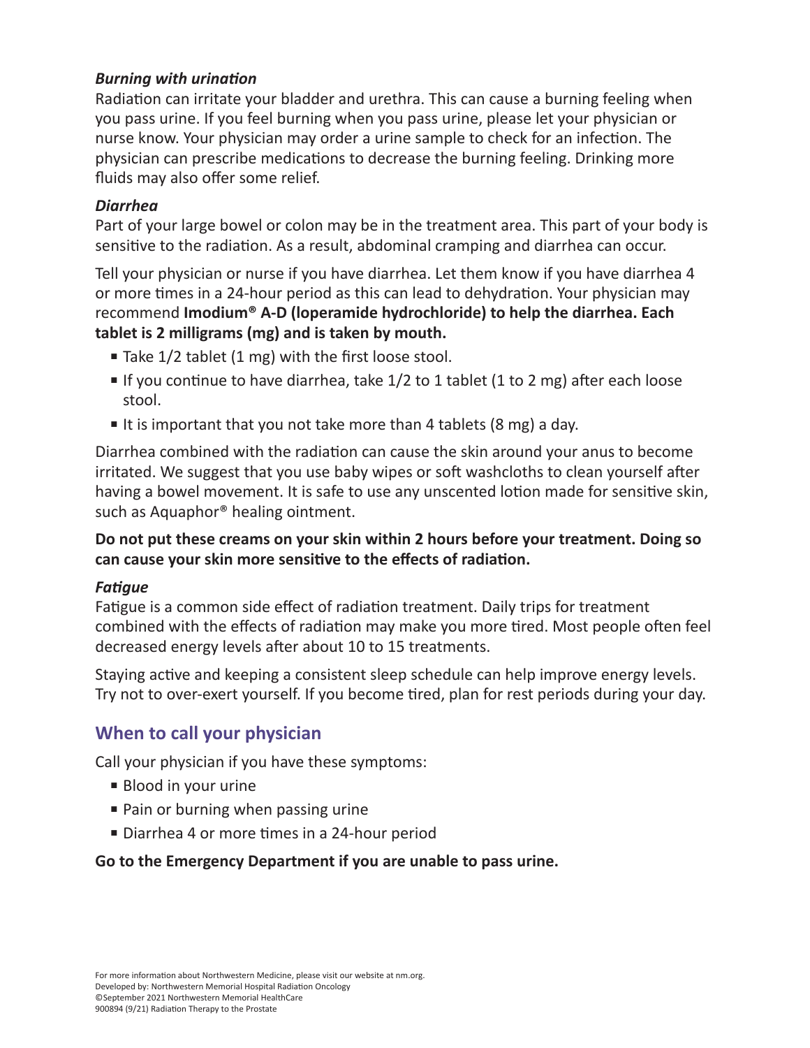***Burning with urination***

Radiation can irritate your bladder and urethra. This can cause a burning feeling when you pass urine. If you feel burning when you pass urine, please let your physician or nurse know. Your physician may order a urine sample to check for an infection. The physician can prescribe medications to decrease the burning feeling. Drinking more fluids may also offer some relief.

***Diarrhea***

Part of your large bowel or colon may be in the treatment area. This part of your body is sensitive to the radiation. As a result, abdominal cramping and diarrhea can occur.

Tell your physician or nurse if you have diarrhea. Let them know if you have diarrhea 4 or more times in a 24-hour period as this can lead to dehydration. Your physician may recommend **Imodium® A-D (loperamide hydrochloride) to help the diarrhea. Each tablet is 2 milligrams (mg) and is taken by mouth.**

- Take 1/2 tablet (1 mg) with the first loose stool.
- If you continue to have diarrhea, take 1/2 to 1 tablet (1 to 2 mg) after each loose stool.
- It is important that you not take more than 4 tablets (8 mg) a day.

Diarrhea combined with the radiation can cause the skin around your anus to become irritated. We suggest that you use baby wipes or soft washcloths to clean yourself after having a bowel movement. It is safe to use any unscented lotion made for sensitive skin, such as Aquaphor® healing ointment.

**Do not put these creams on your skin within 2 hours before your treatment. Doing so can cause your skin more sensitive to the effects of radiation.**

***Fatigue***

Fatigue is a common side effect of radiation treatment. Daily trips for treatment combined with the effects of radiation may make you more tired. Most people often feel decreased energy levels after about 10 to 15 treatments.

Staying active and keeping a consistent sleep schedule can help improve energy levels. Try not to over-exert yourself. If you become tired, plan for rest periods during your day.

## When to call your physician

Call your physician if you have these symptoms:

- Blood in your urine
- Pain or burning when passing urine
- Diarrhea 4 or more times in a 24-hour period

**Go to the Emergency Department if you are unable to pass urine.**

For more information about Northwestern Medicine, please visit our website at nm.org.
Developed by: Northwestern Memorial Hospital Radiation Oncology
©September 2021 Northwestern Memorial HealthCare
900894 (9/21) Radiation Therapy to the Prostate